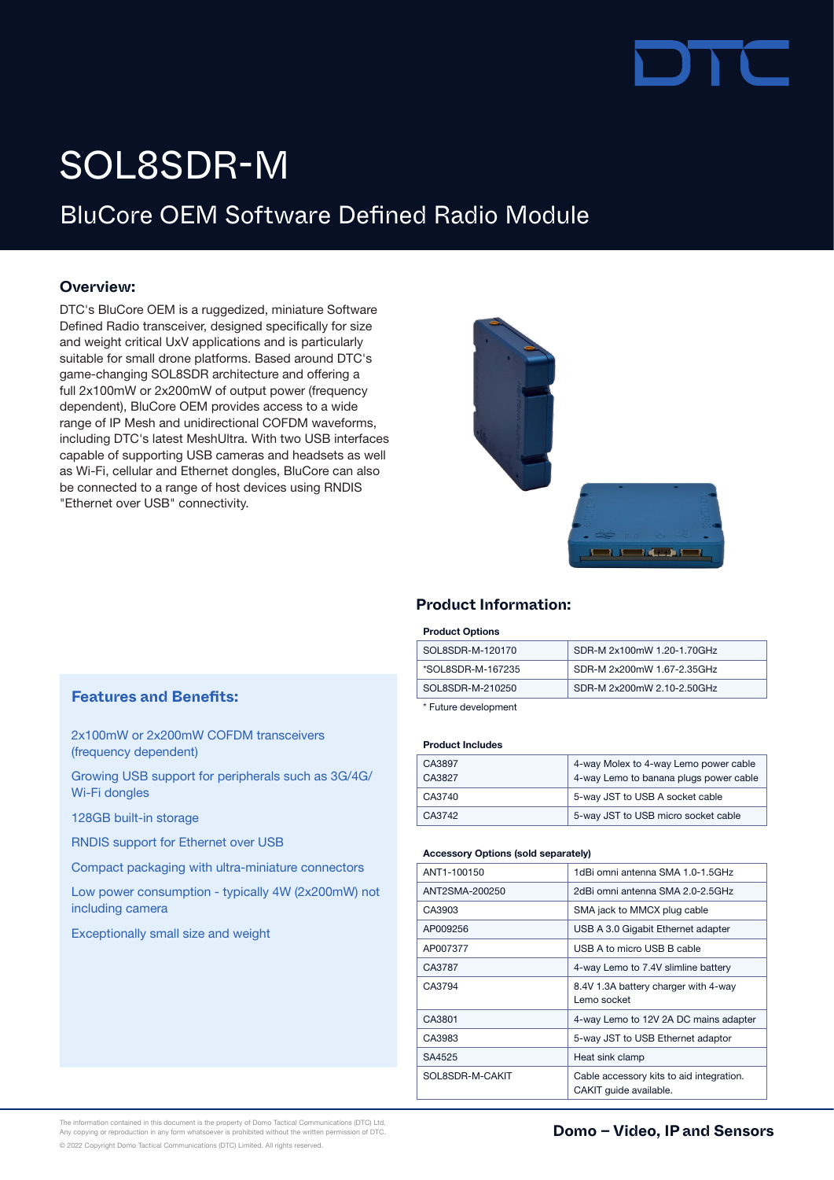# SOL8SDR-M

## BluCore OEM Software Defined Radio Module

### Overview:

DTC's BluCore OEM is a ruggedized, miniature Software Defined Radio transceiver, designed specifically for size and weight critical UxV applications and is particularly suitable for small drone platforms. Based around DTC's game-changing SOL8SDR architecture and offering a full 2x100mW or 2x200mW of output power (frequency dependent), BluCore OEM provides access to a wide range of IP Mesh and unidirectional COFDM waveforms, including DTC's latest MeshUltra. With two USB interfaces capable of supporting USB cameras and headsets as well as Wi-Fi, cellular and Ethernet dongles, BluCore can also be connected to a range of host devices using RNDIS "Ethernet over USB" connectivity.

### Features and Benefits:

- 2x100mW or 2x200mW COFDM transceivers (frequency dependent)
- Growing USB support for peripherals such as 3G/4G/Wi-Fi dongles
- 128GB built-in storage
- RNDIS support for Ethernet over USB
- Compact packaging with ultra-miniature connectors
- Low power consumption - typically 4W (2x200mW) not including camera
- Exceptionally small size and weight

### Product Information:

**Product Options**

| | |
|---|---|
| SOL8SDR-M-120170 | SDR-M 2x100mW 1.20-1.70GHz |
| *SOL8SDR-M-167235 | SDR-M 2x200mW 1.67-2.35GHz |
| SOL8SDR-M-210250 | SDR-M 2x200mW 2.10-2.50GHz |

* Future development

**Product Includes**

| | |
|---|---|
| CA3897<br>CA3827 | 4-way Molex to 4-way Lemo power cable<br>4-way Lemo to banana plugs power cable |
| CA3740 | 5-way JST to USB A socket cable |
| CA3742 | 5-way JST to USB micro socket cable |

**Accessory Options (sold separately)**

| | |
|---|---|
| ANT1-100150 | 1dBi omni antenna SMA 1.0-1.5GHz |
| ANT2SMA-200250 | 2dBi omni antenna SMA 2.0-2.5GHz |
| CA3903 | SMA jack to MMCX plug cable |
| AP009256 | USB A 3.0 Gigabit Ethernet adapter |
| AP007377 | USB A to micro USB B cable |
| CA3787 | 4-way Lemo to 7.4V slimline battery |
| CA3794 | 8.4V 1.3A battery charger with 4-way Lemo socket |
| CA3801 | 4-way Lemo to 12V 2A DC mains adapter |
| CA3983 | 5-way JST to USB Ethernet adaptor |
| SA4525 | Heat sink clamp |
| SOL8SDR-M-CAKIT | Cable accessory kits to aid integration. CAKIT guide available. |

The information contained in this document is the property of Domo Tactical Communications (DTC) Ltd. Any copying or reproduction in any form whatsoever is prohibited without the written permission of DTC.

© 2022 Copyright Domo Tactical Communications (DTC) Limited. All rights reserved.

**Domo – Video, IP and Sensors**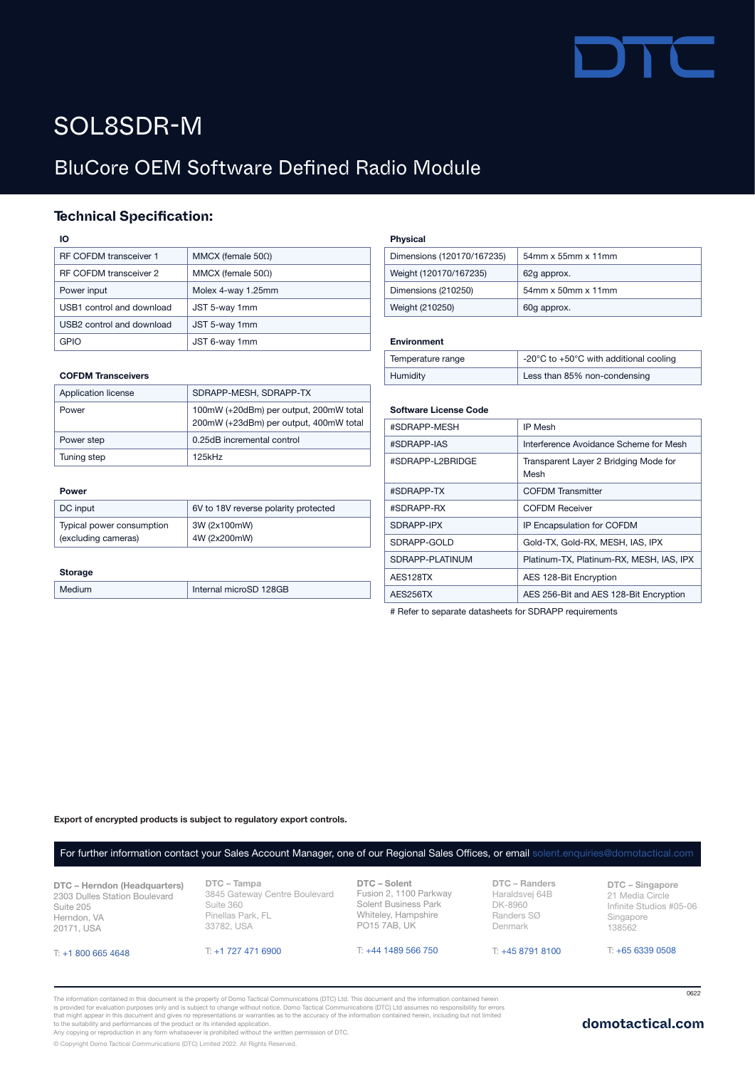# SOL8SDR-M

## BluCore OEM Software Defined Radio Module

### Technical Specification:

**IO**

| | |
|---|---|
| RF COFDM transceiver 1 | MMCX (female 50Ω) |
| RF COFDM transceiver 2 | MMCX (female 50Ω) |
| Power input | Molex 4-way 1.25mm |
| USB1 control and download | JST 5-way 1mm |
| USB2 control and download | JST 5-way 1mm |
| GPIO | JST 6-way 1mm |

**COFDM Transceivers**

| | |
|---|---|
| Application license | SDRAPP-MESH, SDRAPP-TX |
| Power | 100mW (+20dBm) per output, 200mW total<br>200mW (+23dBm) per output, 400mW total |
| Power step | 0.25dB incremental control |
| Tuning step | 125kHz |

**Power**

| | |
|---|---|
| DC input | 6V to 18V reverse polarity protected |
| Typical power consumption (excluding cameras) | 3W (2x100mW)<br>4W (2x200mW) |

**Storage**

| | |
|---|---|
| Medium | Internal microSD 128GB |

**Physical**

| | |
|---|---|
| Dimensions (120170/167235) | 54mm x 55mm x 11mm |
| Weight (120170/167235) | 62g approx. |
| Dimensions (210250) | 54mm x 50mm x 11mm |
| Weight (210250) | 60g approx. |

**Environment**

| | |
|---|---|
| Temperature range | -20°C to +50°C with additional cooling |
| Humidity | Less than 85% non-condensing |

**Software License Code**

| | |
|---|---|
| #SDRAPP-MESH | IP Mesh |
| #SDRAPP-IAS | Interference Avoidance Scheme for Mesh |
| #SDRAPP-L2BRIDGE | Transparent Layer 2 Bridging Mode for Mesh |
| #SDRAPP-TX | COFDM Transmitter |
| #SDRAPP-RX | COFDM Receiver |
| SDRAPP-IPX | IP Encapsulation for COFDM |
| SDRAPP-GOLD | Gold-TX, Gold-RX, MESH, IAS, IPX |
| SDRAPP-PLATINUM | Platinum-TX, Platinum-RX, MESH, IAS, IPX |
| AES128TX | AES 128-Bit Encryption |
| AES256TX | AES 256-Bit and AES 128-Bit Encryption |

# Refer to separate datasheets for SDRAPP requirements

**Export of encrypted products is subject to regulatory export controls.**

For further information contact your Sales Account Manager, one of our Regional Sales Offices, or email solent.enquiries@domotactical.com

**DTC – Herndon (Headquarters)**
2303 Dulles Station Boulevard
Suite 205
Herndon, VA
20171, USA
T: +1 800 665 4648

**DTC – Tampa**
3845 Gateway Centre Boulevard
Suite 360
Pinellas Park, FL
33782, USA
T: +1 727 471 6900

**DTC – Solent**
Fusion 2, 1100 Parkway
Solent Business Park
Whiteley, Hampshire
PO15 7AB, UK
T: +44 1489 566 750

**DTC – Randers**
Haraldsvej 64B
DK-8960
Randers SØ
Denmark
T: +45 8791 8100

**DTC – Singapore**
21 Media Circle
Infinite Studios #05-06
Singapore
138562
T: +65 6339 0508

0622

The information contained in this document is the property of Domo Tactical Communications (DTC) Ltd. This document and the information contained herein is provided for evaluation purposes only and is subject to change without notice. Domo Tactical Communications (DTC) Ltd assumes no responsibility for errors that might appear in this document and gives no representations or warranties as to the accuracy of the information contained herein, including but not limited to the suitability and performances of the product or its intended application.
Any copying or reproduction in any form whatsoever is prohibited without the written permission of DTC.

© Copyright Domo Tactical Communications (DTC) Limited 2022. All Rights Reserved.

**domotactical.com**